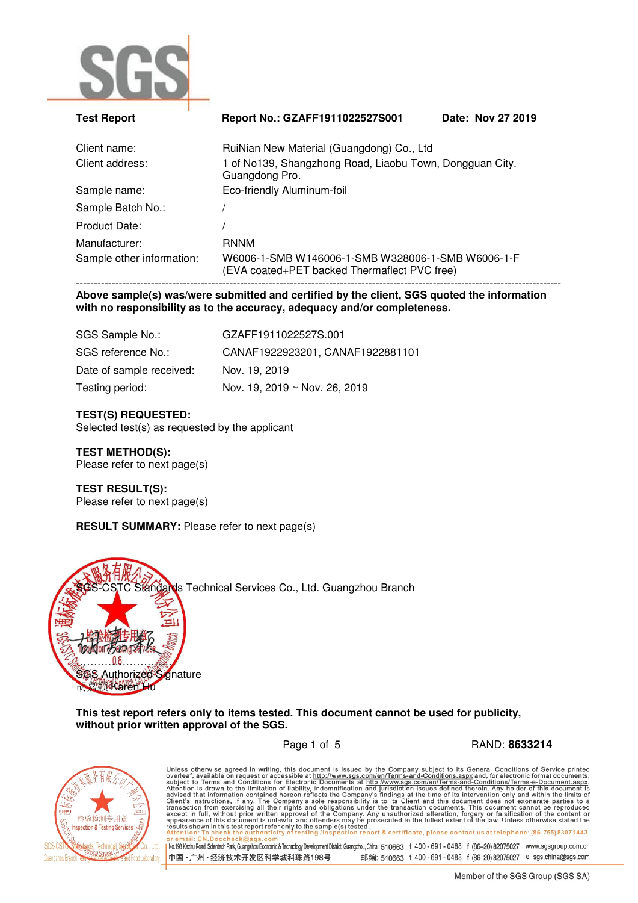**SGS**

| **Test Report** | **Report No.: GZAFF1911022527S001** | **Date: Nov 27 2019** |
|---|---|---|

| | |
|---|---|
| Client name: | RuiNian New Material (Guangdong) Co., Ltd |
| Client address: | 1 of No139, Shangzhong Road, Liaobu Town, Dongguan City. Guangdong Pro. |
| Sample name: | Eco-friendly Aluminum-foil |
| Sample Batch No.: | / |
| Product Date: | / |
| Manufacturer: | RNNM |
| Sample other information: | W6006-1-SMB W146006-1-SMB W328006-1-SMB W6006-1-F (EVA coated+PET backed Thermaflect PVC free) |

---

**Above sample(s) was/were submitted and certified by the client, SGS quoted the information with no responsibility as to the accuracy, adequacy and/or completeness.**

| | |
|---|---|
| SGS Sample No.: | GZAFF1911022527S.001 |
| SGS reference No.: | CANAF1922923201, CANAF1922881101 |
| Date of sample received: | Nov. 19, 2019 |
| Testing period: | Nov. 19, 2019 ~ Nov. 26, 2019 |

**TEST(S) REQUESTED:**
Selected test(s) as requested by the applicant

**TEST METHOD(S):**
Please refer to next page(s)

**TEST RESULT(S):**
Please refer to next page(s)

**RESULT SUMMARY:** Please refer to next page(s)

SGS-CSTC Standards Technical Services Co., Ltd. Guangzhou Branch

SGS Authorized Signature
胡嘉颖 Karen Hu

**This test report refers only to items tested. This document cannot be used for publicity, without prior written approval of the SGS.**

RAND: **8633214**

Unless otherwise agreed in writing, this document is issued by the Company subject to its General Conditions of Service printed overleaf, available on request or accessible at http://www.sgs.com/en/Terms-and-Conditions.aspx and, for electronic format documents, subject to Terms and Conditions for Electronic Documents at http://www.sgs.com/en/Terms-and-Conditions/Terms-e-Document.aspx. Attention is drawn to the limitation of liability, indemnification and jurisdiction issues defined therein. Any holder of this document is advised that information contained hereon reflects the Company's findings at the time of its intervention only and within the limits of Client's instructions, if any. The Company's sole responsibility is to its Client and this document does not exonerate parties to a transaction from exercising all their rights and obligations under the transaction documents. This document cannot be reproduced except in full, without prior written approval of the Company. Any unauthorized alteration, forgery or falsification of the content or appearance of this document is unlawful and offenders may be prosecuted to the fullest extent of the law. Unless otherwise stated the results shown in this test report refer only to the sample(s) tested.
Attention: To check the authenticity of testing /inspection report & certificate, please contact us at telephone: (86-755) 8307 1443, or email: CN.Doccheck@sgs.com

No.198 Kezhu Road, Scientech Park, Guangzhou Economic & Technology Development District, Guangzhou, China 510663 t 400-691-0488 f (86-20) 82075027 www.sgsgroup.com.cn
中国・广州・经济技术开发区科学城科珠路198号 邮编: 510663 t 400-691-0488 f (86-20) 82075027 e sgs.china@sgs.com

Member of the SGS Group (SGS SA)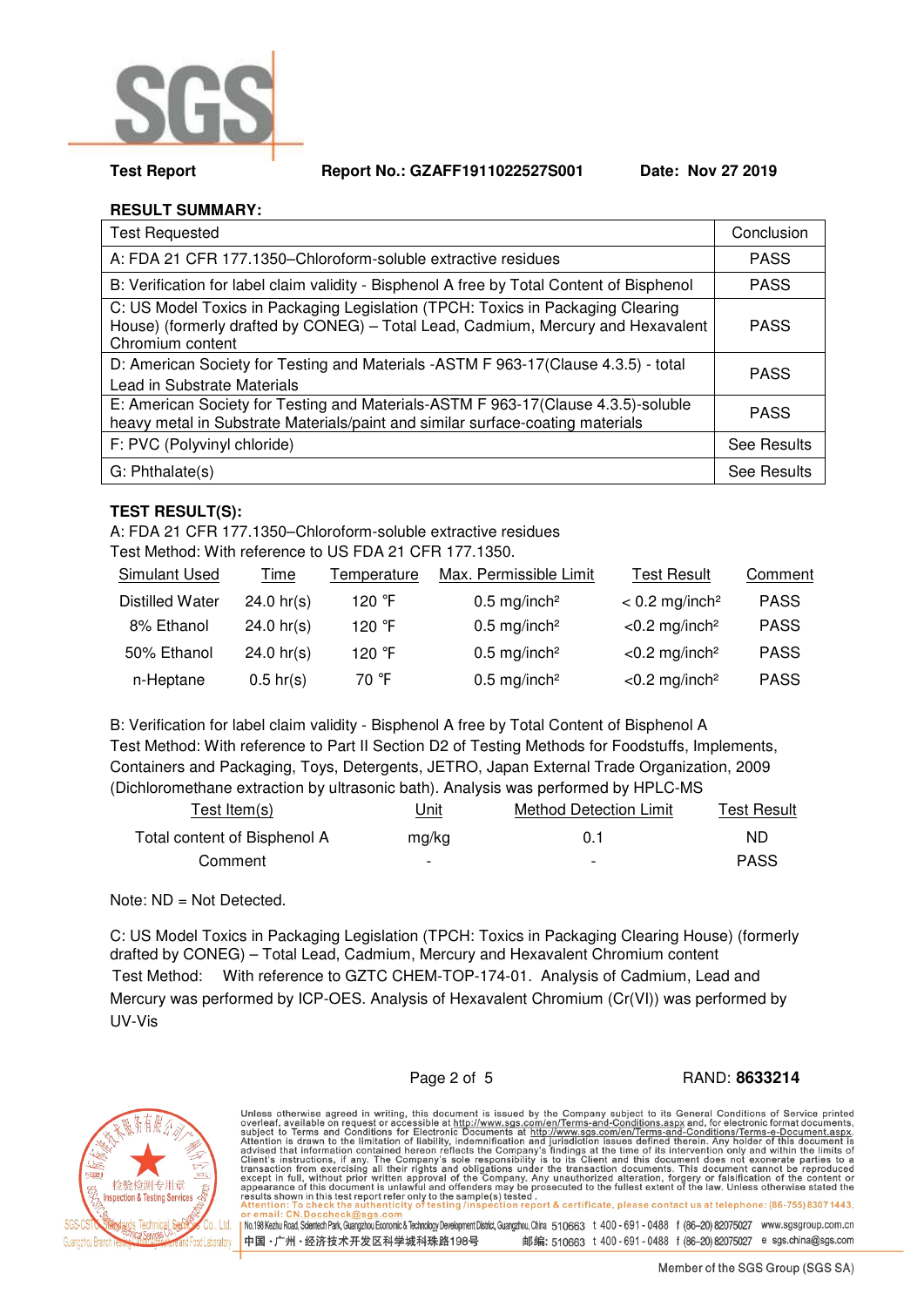**Test Report** **Report No.: GZAFF1911022527S001** **Date: Nov 27 2019**

## RESULT SUMMARY:

| Test Requested | Conclusion |
|---|---|
| A: FDA 21 CFR 177.1350–Chloroform-soluble extractive residues | PASS |
| B: Verification for label claim validity - Bisphenol A free by Total Content of Bisphenol | PASS |
| C: US Model Toxics in Packaging Legislation (TPCH: Toxics in Packaging Clearing House) (formerly drafted by CONEG) – Total Lead, Cadmium, Mercury and Hexavalent Chromium content | PASS |
| D: American Society for Testing and Materials -ASTM F 963-17(Clause 4.3.5) - total Lead in Substrate Materials | PASS |
| E: American Society for Testing and Materials-ASTM F 963-17(Clause 4.3.5)-soluble heavy metal in Substrate Materials/paint and similar surface-coating materials | PASS |
| F: PVC (Polyvinyl chloride) | See Results |
| G: Phthalate(s) | See Results |

## TEST RESULT(S):

A: FDA 21 CFR 177.1350–Chloroform-soluble extractive residues

Test Method: With reference to US FDA 21 CFR 177.1350.

| Simulant Used | Time | Temperature | Max. Permissible Limit | Test Result | Comment |
|---|---|---|---|---|---|
| Distilled Water | 24.0 hr(s) | 120 ℉ | 0.5 mg/inch² | < 0.2 mg/inch² | PASS |
| 8% Ethanol | 24.0 hr(s) | 120 ℉ | 0.5 mg/inch² | <0.2 mg/inch² | PASS |
| 50% Ethanol | 24.0 hr(s) | 120 ℉ | 0.5 mg/inch² | <0.2 mg/inch² | PASS |
| n-Heptane | 0.5 hr(s) | 70 ℉ | 0.5 mg/inch² | <0.2 mg/inch² | PASS |

B: Verification for label claim validity - Bisphenol A free by Total Content of Bisphenol A

Test Method: With reference to Part II Section D2 of Testing Methods for Foodstuffs, Implements, Containers and Packaging, Toys, Detergents, JETRO, Japan External Trade Organization, 2009 (Dichloromethane extraction by ultrasonic bath). Analysis was performed by HPLC-MS

| Test Item(s) | Unit | Method Detection Limit | Test Result |
|---|---|---|---|
| Total content of Bisphenol A | mg/kg | 0.1 | ND |
| Comment | - | - | PASS |

Note: ND = Not Detected.

C: US Model Toxics in Packaging Legislation (TPCH: Toxics in Packaging Clearing House) (formerly drafted by CONEG) – Total Lead, Cadmium, Mercury and Hexavalent Chromium content

Test Method: With reference to GZTC CHEM-TOP-174-01. Analysis of Cadmium, Lead and Mercury was performed by ICP-OES. Analysis of Hexavalent Chromium (Cr(VI)) was performed by UV-Vis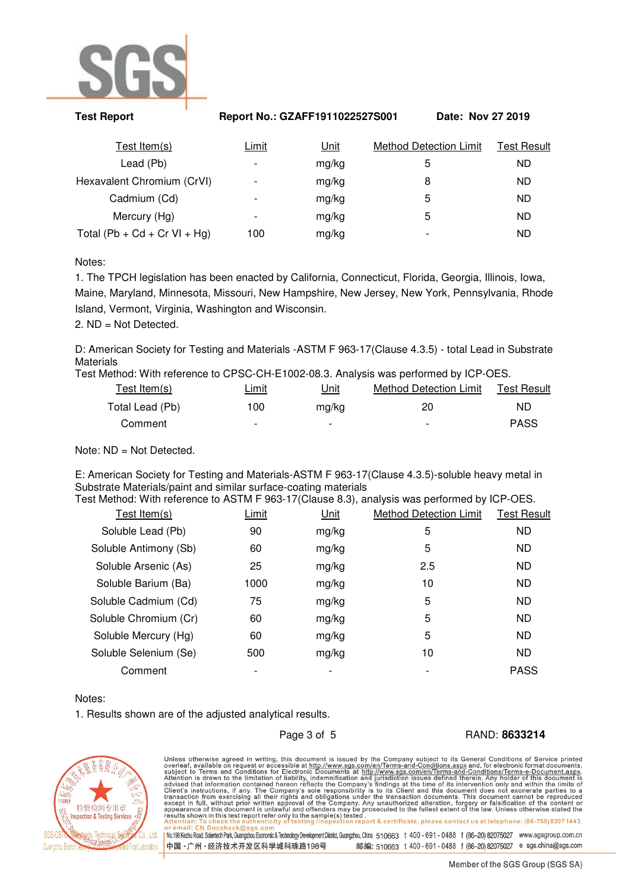| Test Item(s) | Limit | Unit | Method Detection Limit | Test Result |
|---|---|---|---|---|
| Lead (Pb) | - | mg/kg | 5 | ND |
| Hexavalent Chromium (CrVI) | - | mg/kg | 8 | ND |
| Cadmium (Cd) | - | mg/kg | 5 | ND |
| Mercury (Hg) | - | mg/kg | 5 | ND |
| Total (Pb + Cd + Cr VI + Hg) | 100 | mg/kg | - | ND |

Notes:

1. The TPCH legislation has been enacted by California, Connecticut, Florida, Georgia, Illinois, Iowa, Maine, Maryland, Minnesota, Missouri, New Hampshire, New Jersey, New York, Pennsylvania, Rhode Island, Vermont, Virginia, Washington and Wisconsin.
2. ND = Not Detected.

D: American Society for Testing and Materials -ASTM F 963-17(Clause 4.3.5) - total Lead in Substrate Materials

Test Method: With reference to CPSC-CH-E1002-08.3. Analysis was performed by ICP-OES.

| Test Item(s) | Limit | Unit | Method Detection Limit | Test Result |
|---|---|---|---|---|
| Total Lead (Pb) | 100 | mg/kg | 20 | ND |
| Comment | - | - | - | PASS |

Note: ND = Not Detected.

E: American Society for Testing and Materials-ASTM F 963-17(Clause 4.3.5)-soluble heavy metal in Substrate Materials/paint and similar surface-coating materials

Test Method: With reference to ASTM F 963-17(Clause 8.3), analysis was performed by ICP-OES.

| Test Item(s) | Limit | Unit | Method Detection Limit | Test Result |
|---|---|---|---|---|
| Soluble Lead (Pb) | 90 | mg/kg | 5 | ND |
| Soluble Antimony (Sb) | 60 | mg/kg | 5 | ND |
| Soluble Arsenic (As) | 25 | mg/kg | 2.5 | ND |
| Soluble Barium (Ba) | 1000 | mg/kg | 10 | ND |
| Soluble Cadmium (Cd) | 75 | mg/kg | 5 | ND |
| Soluble Chromium (Cr) | 60 | mg/kg | 5 | ND |
| Soluble Mercury (Hg) | 60 | mg/kg | 5 | ND |
| Soluble Selenium (Se) | 500 | mg/kg | 10 | ND |
| Comment | - | - | - | PASS |

Notes:

1. Results shown are of the adjusted analytical results.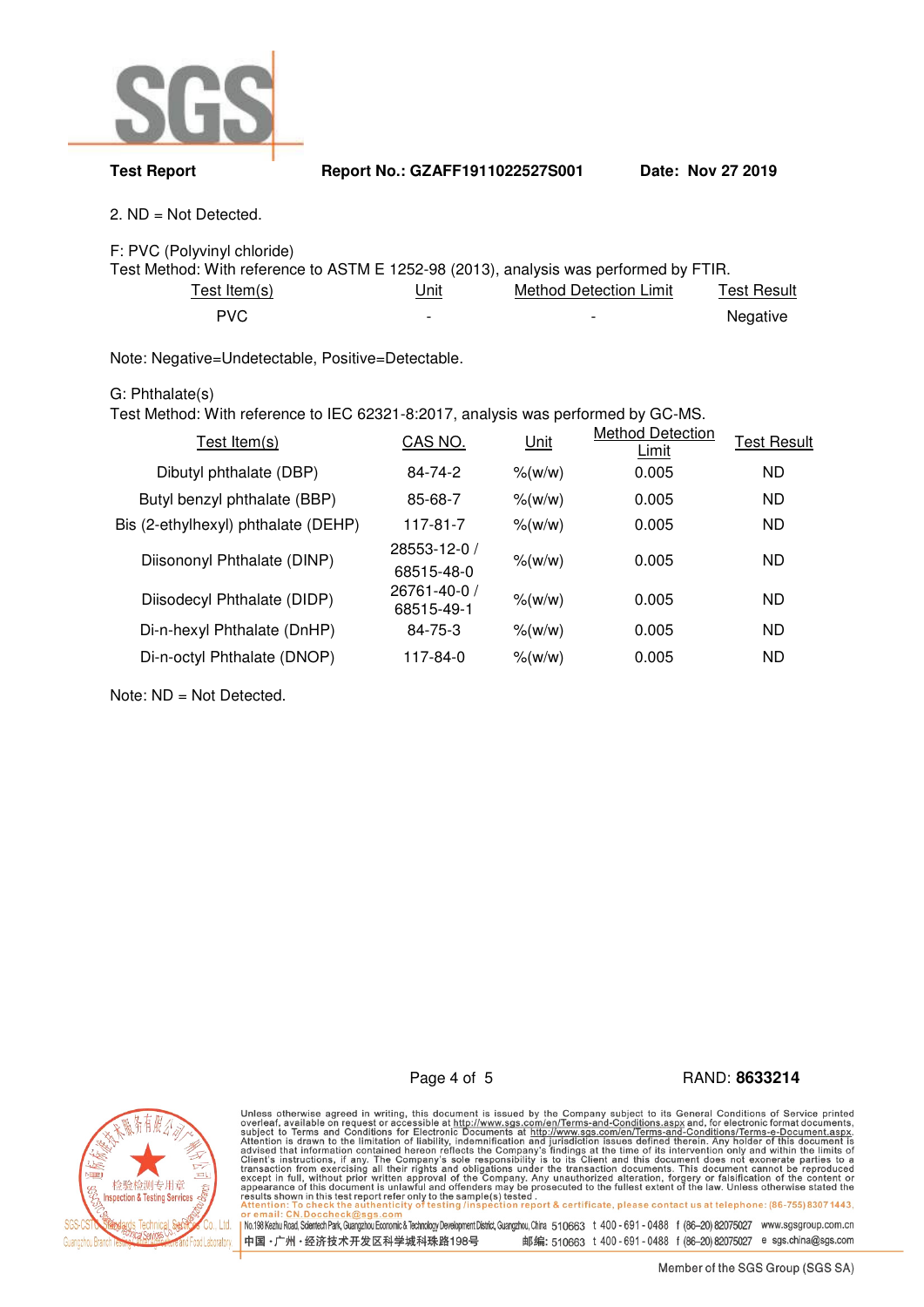2. ND = Not Detected.

F: PVC (Polyvinyl chloride)
Test Method: With reference to ASTM E 1252-98 (2013), analysis was performed by FTIR.

| Test Item(s) | Unit | Method Detection Limit | Test Result |
|---|---|---|---|
| PVC | - | - | Negative |

Note: Negative=Undetectable, Positive=Detectable.

G: Phthalate(s)
Test Method: With reference to IEC 62321-8:2017, analysis was performed by GC-MS.

| Test Item(s) | CAS NO. | Unit | Method Detection Limit | Test Result |
|---|---|---|---|---|
| Dibutyl phthalate (DBP) | 84-74-2 | %(w/w) | 0.005 | ND |
| Butyl benzyl phthalate (BBP) | 85-68-7 | %(w/w) | 0.005 | ND |
| Bis (2-ethylhexyl) phthalate (DEHP) | 117-81-7 | %(w/w) | 0.005 | ND |
| Diisononyl Phthalate (DINP) | 28553-12-0 / 68515-48-0 | %(w/w) | 0.005 | ND |
| Diisodecyl Phthalate (DIDP) | 26761-40-0 / 68515-49-1 | %(w/w) | 0.005 | ND |
| Di-n-hexyl Phthalate (DnHP) | 84-75-3 | %(w/w) | 0.005 | ND |
| Di-n-octyl Phthalate (DNOP) | 117-84-0 | %(w/w) | 0.005 | ND |

Note: ND = Not Detected.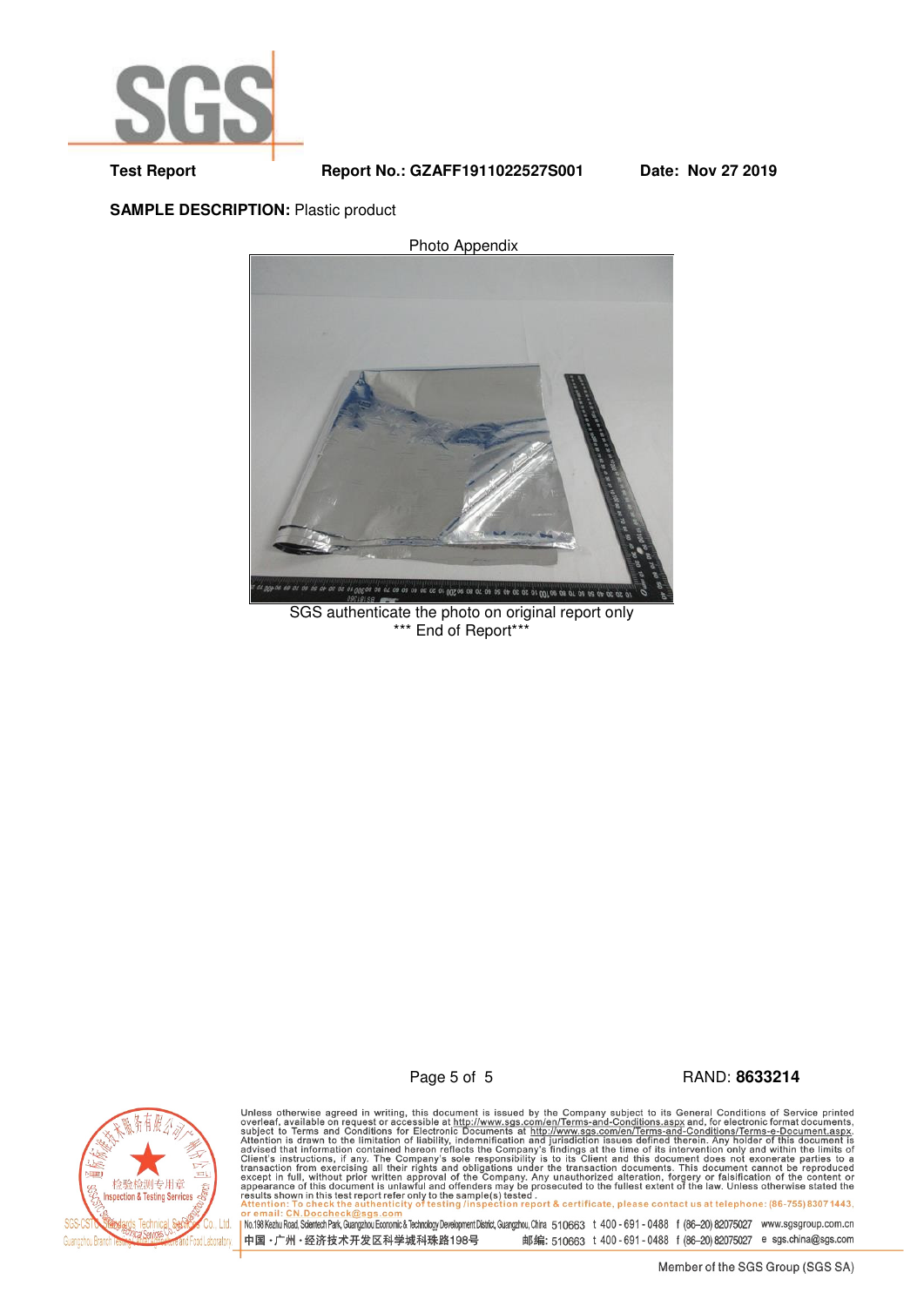**Test Report** **Report No.: GZAFF1911022527S001** **Date: Nov 27 2019**

**SAMPLE DESCRIPTION:** Plastic product

Photo Appendix

SGS authenticate the photo on original report only

*** End of Report***

RAND: **8633214**

Unless otherwise agreed in writing, this document is issued by the Company subject to its General Conditions of Service printed overleaf, available on request or accessible at http://www.sgs.com/en/Terms-and-Conditions.aspx and, for electronic format documents, subject to Terms and Conditions for Electronic Documents at http://www.sgs.com/en/Terms-and-Conditions/Terms-e-Document.aspx. Attention is drawn to the limitation of liability, indemnification and jurisdiction issues defined therein. Any holder of this document is advised that information contained hereon reflects the Company's findings at the time of its intervention only and within the limits of Client's instructions, if any. The Company's sole responsibility is to its Client and this document does not exonerate parties to a transaction from exercising all their rights and obligations under the transaction documents. This document cannot be reproduced except in full, without prior written approval of the Company. Any unauthorized alteration, forgery or falsification of the content or appearance of this document is unlawful and offenders may be prosecuted to the fullest extent of the law. Unless otherwise stated the results shown in this test report refer only to the sample(s) tested .
Attention: To check the authenticity of testing /inspection report & certificate, please contact us at telephone: (86-755) 8307 1443, or email: CN.Doccheck@sgs.com

No.198 Kezhu Road, Scientech Park, Guangzhou Economic & Technology Development District, Guangzhou, China 510663 t 400-691-0488 f (86–20) 82075027 www.sgsgroup.com.cn
中国・广州・经济技术开发区科学城科珠路198号 邮编: 510663 t 400-691-0488 f (86–20) 82075027 e sgs.china@sgs.com

Member of the SGS Group (SGS SA)